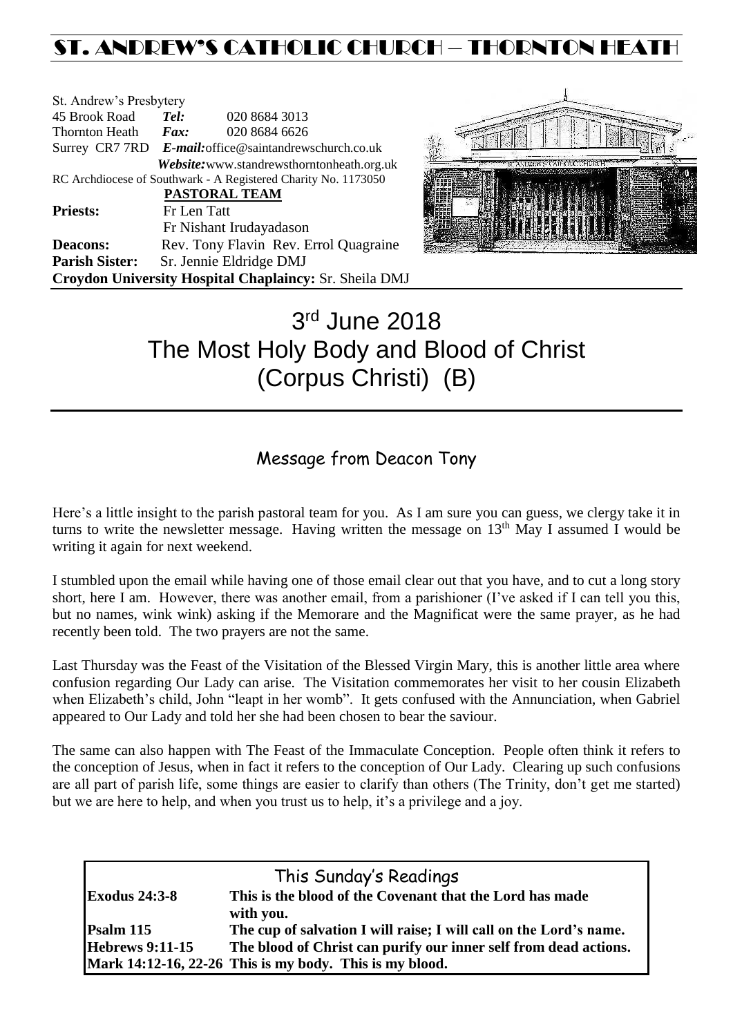# ST. ANDREW'S CATHOLIC CHURCH – THORNTON HEATH

St. Andrew's Presbytery
45 Brook Road *Tel:* 020 8684 3013
Thornton Heath *Fax:* 020 8684 6626
Surrey CR7 7RD *E-mail:*office@saintandrewschurch.co.uk
*Website:*www.standrewsthorntonheath.org.uk
RC Archdiocese of Southwark - A Registered Charity No. 1173050

**PASTORAL TEAM**

**Priests:** Fr Len Tatt
Fr Nishant Irudayadason
**Deacons:** Rev. Tony Flavin Rev. Errol Quagraine
**Parish Sister:** Sr. Jennie Eldridge DMJ
**Croydon University Hospital Chaplaincy:** Sr. Sheila DMJ

# 3rd June 2018
# The Most Holy Body and Blood of Christ (Corpus Christi) (B)

## Message from Deacon Tony

Here's a little insight to the parish pastoral team for you. As I am sure you can guess, we clergy take it in turns to write the newsletter message. Having written the message on 13th May I assumed I would be writing it again for next weekend.

I stumbled upon the email while having one of those email clear out that you have, and to cut a long story short, here I am. However, there was another email, from a parishioner (I've asked if I can tell you this, but no names, wink wink) asking if the Memorare and the Magnificat were the same prayer, as he had recently been told. The two prayers are not the same.

Last Thursday was the Feast of the Visitation of the Blessed Virgin Mary, this is another little area where confusion regarding Our Lady can arise. The Visitation commemorates her visit to her cousin Elizabeth when Elizabeth's child, John "leapt in her womb". It gets confused with the Annunciation, when Gabriel appeared to Our Lady and told her she had been chosen to bear the saviour.

The same can also happen with The Feast of the Immaculate Conception. People often think it refers to the conception of Jesus, when in fact it refers to the conception of Our Lady. Clearing up such confusions are all part of parish life, some things are easier to clarify than others (The Trinity, don't get me started) but we are here to help, and when you trust us to help, it's a privilege and a joy.

## This Sunday's Readings

| | |
|---|---|
| **Exodus 24:3-8** | **This is the blood of the Covenant that the Lord has made with you.** |
| **Psalm 115** | **The cup of salvation I will raise; I will call on the Lord's name.** |
| **Hebrews 9:11-15** | **The blood of Christ can purify our inner self from dead actions.** |
| **Mark 14:12-16, 22-26** | **This is my body. This is my blood.** |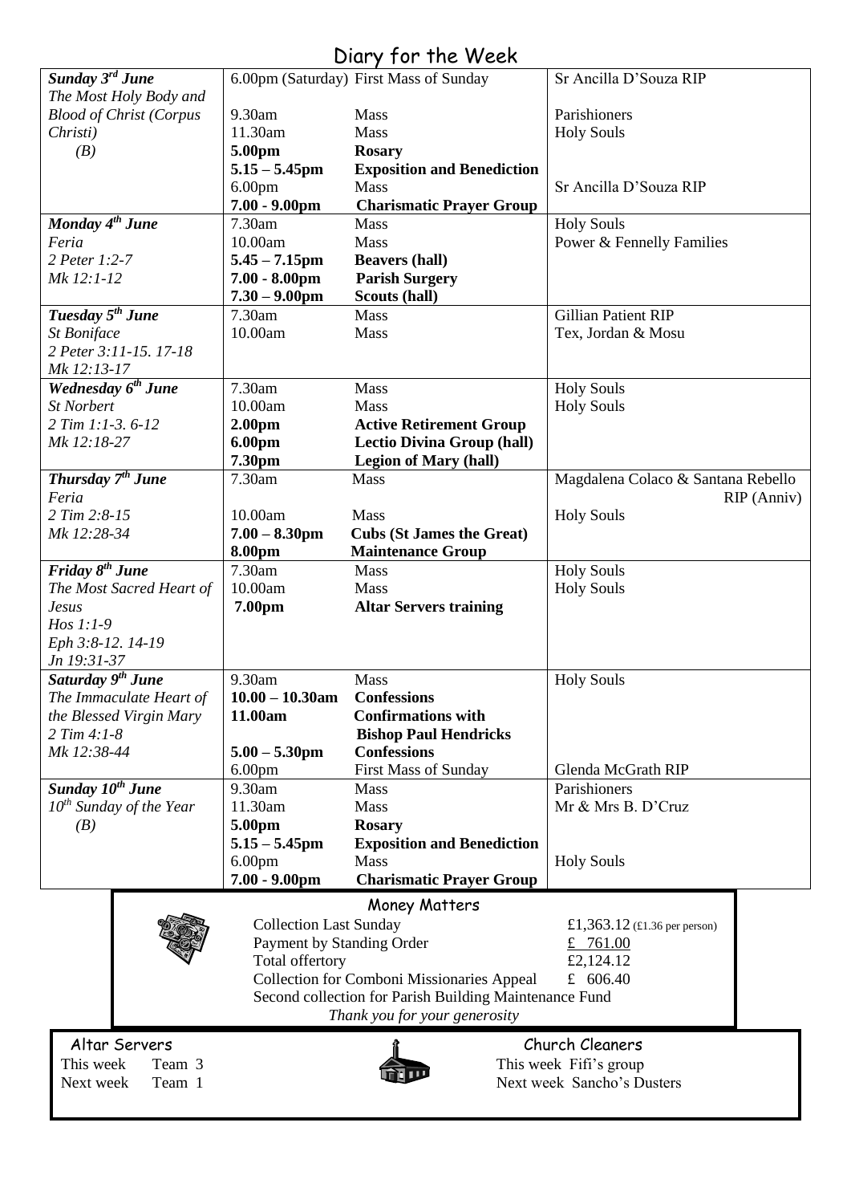# Diary for the Week

| Day | Time | Event | Intention |
|---|---|---|---|
| ***Sunday 3rd June*** *The Most Holy Body and Blood of Christ (Corpus Christi) (B)* | 6.00pm (Saturday) | First Mass of Sunday | Sr Ancilla D'Souza RIP |
| | 9.30am | Mass | Parishioners |
| | 11.30am | Mass | Holy Souls |
| | **5.00pm** | **Rosary** | |
| | **5.15 – 5.45pm** | **Exposition and Benediction** | |
| | 6.00pm | Mass | Sr Ancilla D'Souza RIP |
| | **7.00 - 9.00pm** | **Charismatic Prayer Group** | |
| ***Monday 4th June*** *Feria* *2 Peter 1:2-7* *Mk 12:1-12* | 7.30am | Mass | Holy Souls |
| | 10.00am | Mass | Power & Fennelly Families |
| | **5.45 – 7.15pm** | **Beavers (hall)** | |
| | **7.00 - 8.00pm** | **Parish Surgery** | |
| | **7.30 – 9.00pm** | **Scouts (hall)** | |
| ***Tuesday 5th June*** *St Boniface* *2 Peter 3:11-15. 17-18* *Mk 12:13-17* | 7.30am | Mass | Gillian Patient RIP |
| | 10.00am | Mass | Tex, Jordan & Mosu |
| ***Wednesday 6th June*** *St Norbert* *2 Tim 1:1-3. 6-12* *Mk 12:18-27* | 7.30am | Mass | Holy Souls |
| | 10.00am | Mass | Holy Souls |
| | **2.00pm** | **Active Retirement Group** | |
| | **6.00pm** | **Lectio Divina Group (hall)** | |
| | **7.30pm** | **Legion of Mary (hall)** | |
| ***Thursday 7th June*** *Feria* *2 Tim 2:8-15* *Mk 12:28-34* | 7.30am | Mass | Magdalena Colaco & Santana Rebello RIP (Anniv) |
| | 10.00am | Mass | Holy Souls |
| | **7.00 – 8.30pm** | **Cubs (St James the Great)** | |
| | **8.00pm** | **Maintenance Group** | |
| ***Friday 8th June*** *The Most Sacred Heart of Jesus* *Hos 1:1-9* *Eph 3:8-12. 14-19* *Jn 19:31-37* | 7.30am | Mass | Holy Souls |
| | 10.00am | Mass | Holy Souls |
| | **7.00pm** | **Altar Servers training** | |
| ***Saturday 9th June*** *The Immaculate Heart of the Blessed Virgin Mary* *2 Tim 4:1-8* *Mk 12:38-44* | 9.30am | Mass | Holy Souls |
| | **10.00 – 10.30am** | **Confessions** | |
| | **11.00am** | **Confirmations with Bishop Paul Hendricks** | |
| | **5.00 – 5.30pm** | **Confessions** | |
| | 6.00pm | First Mass of Sunday | Glenda McGrath RIP |
| ***Sunday 10th June*** *10th Sunday of the Year (B)* | 9.30am | Mass | Parishioners |
| | 11.30am | Mass | Mr & Mrs B. D'Cruz |
| | **5.00pm** | **Rosary** | |
| | **5.15 – 5.45pm** | **Exposition and Benediction** | |
| | 6.00pm | Mass | Holy Souls |
| | **7.00 - 9.00pm** | **Charismatic Prayer Group** | |

## Money Matters

| | |
|---|---|
| Collection Last Sunday | £1,363.12 (£1.36 per person) |
| Payment by Standing Order | £ 761.00 |
| Total offertory | £2,124.12 |
| Collection for Comboni Missionaries Appeal | £ 606.40 |

Second collection for Parish Building Maintenance Fund

*Thank you for your generosity*

## Altar Servers

This week Team 3
Next week Team 1

## Church Cleaners

This week Fifi's group
Next week Sancho's Dusters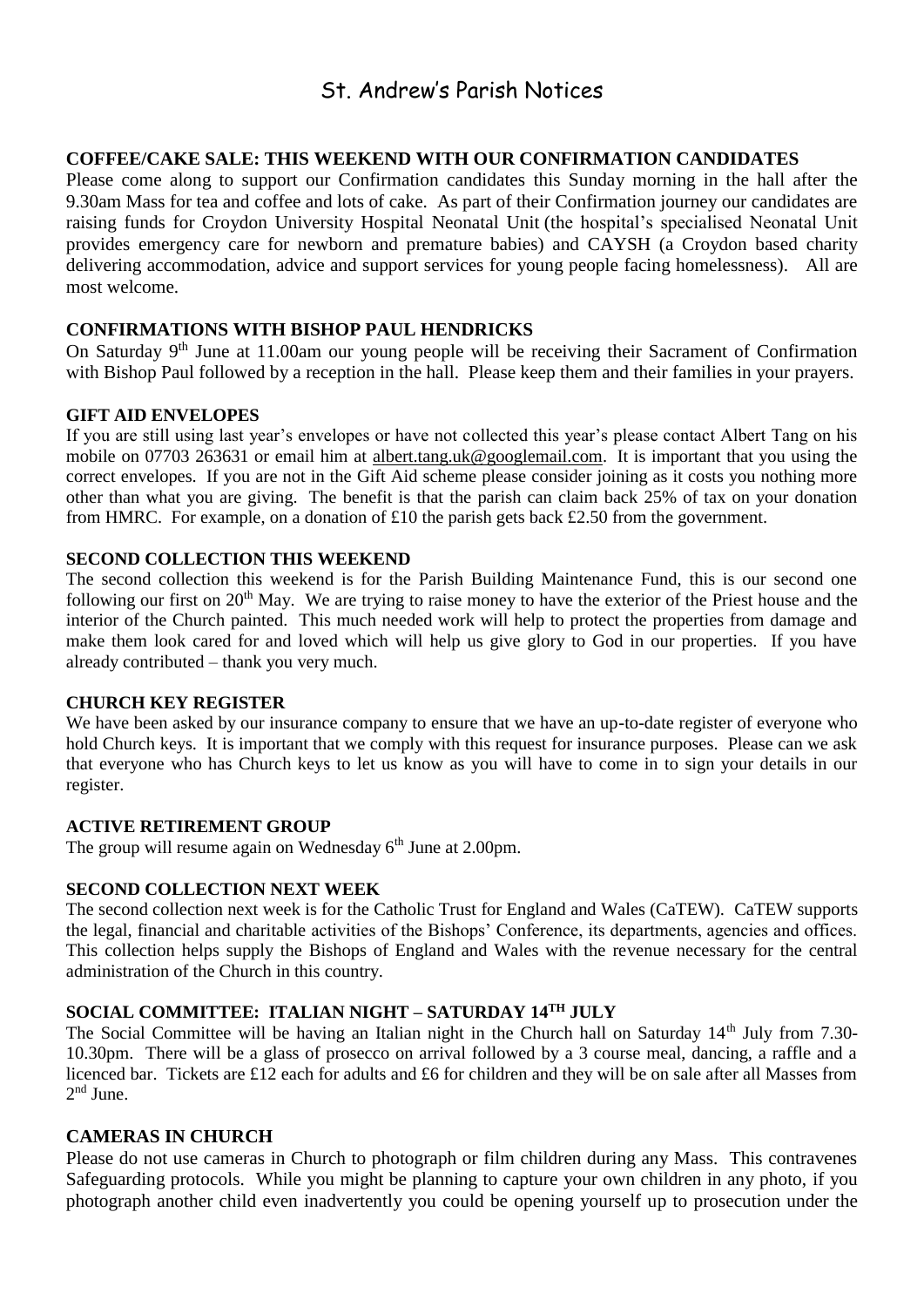# St. Andrew's Parish Notices

### COFFEE/CAKE SALE: THIS WEEKEND WITH OUR CONFIRMATION CANDIDATES

Please come along to support our Confirmation candidates this Sunday morning in the hall after the 9.30am Mass for tea and coffee and lots of cake. As part of their Confirmation journey our candidates are raising funds for Croydon University Hospital Neonatal Unit (the hospital's specialised Neonatal Unit provides emergency care for newborn and premature babies) and CAYSH (a Croydon based charity delivering accommodation, advice and support services for young people facing homelessness). All are most welcome.

### CONFIRMATIONS WITH BISHOP PAUL HENDRICKS

On Saturday 9th June at 11.00am our young people will be receiving their Sacrament of Confirmation with Bishop Paul followed by a reception in the hall. Please keep them and their families in your prayers.

### GIFT AID ENVELOPES

If you are still using last year's envelopes or have not collected this year's please contact Albert Tang on his mobile on 07703 263631 or email him at albert.tang.uk@googlemail.com. It is important that you using the correct envelopes. If you are not in the Gift Aid scheme please consider joining as it costs you nothing more other than what you are giving. The benefit is that the parish can claim back 25% of tax on your donation from HMRC. For example, on a donation of £10 the parish gets back £2.50 from the government.

### SECOND COLLECTION THIS WEEKEND

The second collection this weekend is for the Parish Building Maintenance Fund, this is our second one following our first on 20th May. We are trying to raise money to have the exterior of the Priest house and the interior of the Church painted. This much needed work will help to protect the properties from damage and make them look cared for and loved which will help us give glory to God in our properties. If you have already contributed – thank you very much.

### CHURCH KEY REGISTER

We have been asked by our insurance company to ensure that we have an up-to-date register of everyone who hold Church keys. It is important that we comply with this request for insurance purposes. Please can we ask that everyone who has Church keys to let us know as you will have to come in to sign your details in our register.

### ACTIVE RETIREMENT GROUP

The group will resume again on Wednesday 6th June at 2.00pm.

### SECOND COLLECTION NEXT WEEK

The second collection next week is for the Catholic Trust for England and Wales (CaTEW). CaTEW supports the legal, financial and charitable activities of the Bishops' Conference, its departments, agencies and offices. This collection helps supply the Bishops of England and Wales with the revenue necessary for the central administration of the Church in this country.

### SOCIAL COMMITTEE: ITALIAN NIGHT – SATURDAY 14TH JULY

The Social Committee will be having an Italian night in the Church hall on Saturday 14th July from 7.30-10.30pm. There will be a glass of prosecco on arrival followed by a 3 course meal, dancing, a raffle and a licenced bar. Tickets are £12 each for adults and £6 for children and they will be on sale after all Masses from 2nd June.

### CAMERAS IN CHURCH

Please do not use cameras in Church to photograph or film children during any Mass. This contravenes Safeguarding protocols. While you might be planning to capture your own children in any photo, if you photograph another child even inadvertently you could be opening yourself up to prosecution under the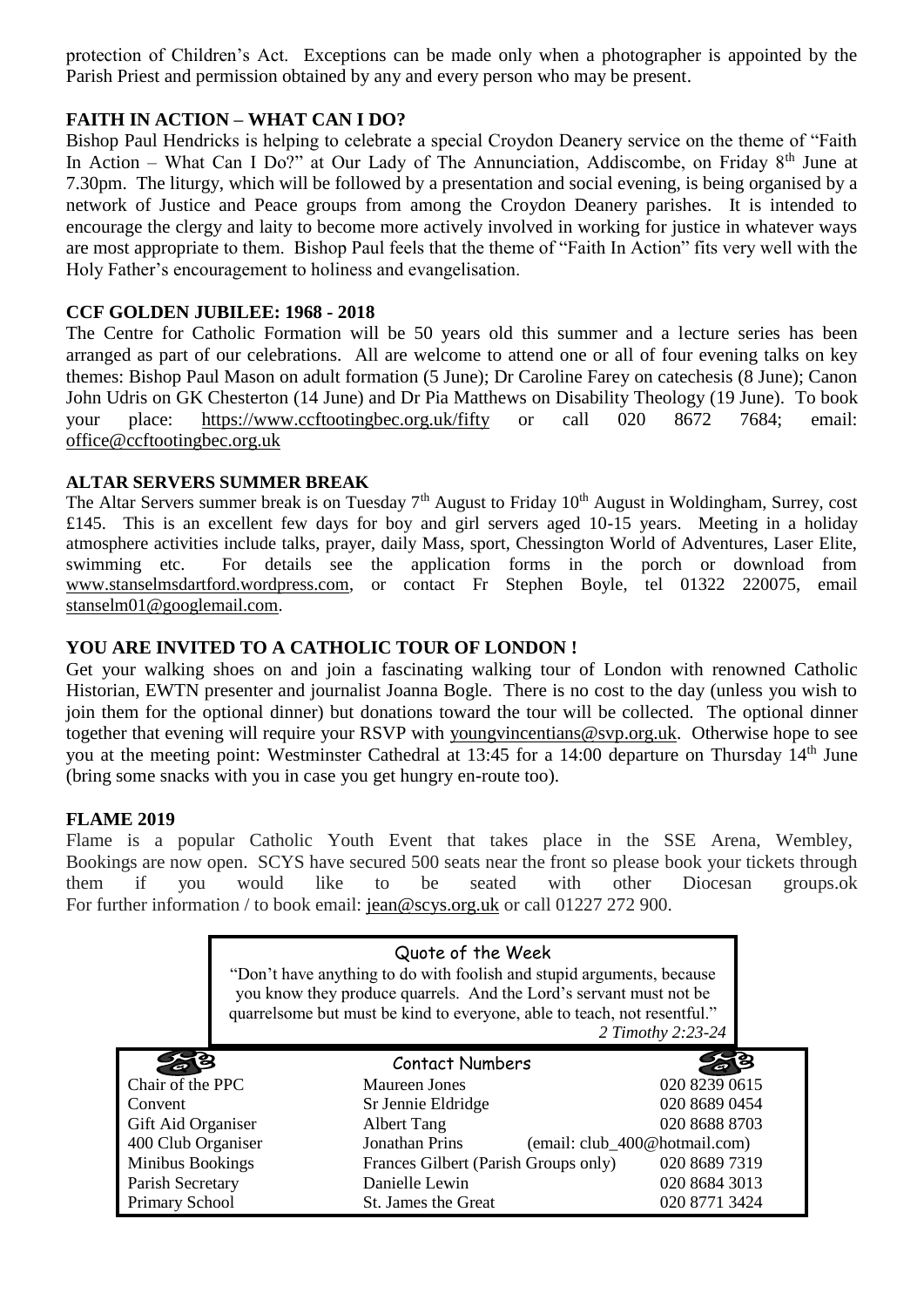protection of Children's Act. Exceptions can be made only when a photographer is appointed by the Parish Priest and permission obtained by any and every person who may be present.

## FAITH IN ACTION – WHAT CAN I DO?

Bishop Paul Hendricks is helping to celebrate a special Croydon Deanery service on the theme of "Faith In Action – What Can I Do?" at Our Lady of The Annunciation, Addiscombe, on Friday 8th June at 7.30pm. The liturgy, which will be followed by a presentation and social evening, is being organised by a network of Justice and Peace groups from among the Croydon Deanery parishes. It is intended to encourage the clergy and laity to become more actively involved in working for justice in whatever ways are most appropriate to them. Bishop Paul feels that the theme of "Faith In Action" fits very well with the Holy Father's encouragement to holiness and evangelisation.

## CCF GOLDEN JUBILEE: 1968 - 2018

The Centre for Catholic Formation will be 50 years old this summer and a lecture series has been arranged as part of our celebrations. All are welcome to attend one or all of four evening talks on key themes: Bishop Paul Mason on adult formation (5 June); Dr Caroline Farey on catechesis (8 June); Canon John Udris on GK Chesterton (14 June) and Dr Pia Matthews on Disability Theology (19 June). To book your place: https://www.ccftootingbec.org.uk/fifty or call 020 8672 7684; email: office@ccftootingbec.org.uk

## ALTAR SERVERS SUMMER BREAK

The Altar Servers summer break is on Tuesday 7th August to Friday 10th August in Woldingham, Surrey, cost £145. This is an excellent few days for boy and girl servers aged 10-15 years. Meeting in a holiday atmosphere activities include talks, prayer, daily Mass, sport, Chessington World of Adventures, Laser Elite, swimming etc. For details see the application forms in the porch or download from www.stanselmsdartford.wordpress.com, or contact Fr Stephen Boyle, tel 01322 220075, email stanselm01@googlemail.com.

## YOU ARE INVITED TO A CATHOLIC TOUR OF LONDON !

Get your walking shoes on and join a fascinating walking tour of London with renowned Catholic Historian, EWTN presenter and journalist Joanna Bogle. There is no cost to the day (unless you wish to join them for the optional dinner) but donations toward the tour will be collected. The optional dinner together that evening will require your RSVP with youngvincentians@svp.org.uk. Otherwise hope to see you at the meeting point: Westminster Cathedral at 13:45 for a 14:00 departure on Thursday 14th June (bring some snacks with you in case you get hungry en-route too).

## FLAME 2019

Flame is a popular Catholic Youth Event that takes place in the SSE Arena, Wembley, Bookings are now open. SCYS have secured 500 seats near the front so please book your tickets through them if you would like to be seated with other Diocesan groups.ok For further information / to book email: jean@scys.org.uk or call 01227 272 900.

### Quote of the Week

"Don't have anything to do with foolish and stupid arguments, because you know they produce quarrels. And the Lord's servant must not be quarrelsome but must be kind to everyone, able to teach, not resentful."
*2 Timothy 2:23-24*

### Contact Numbers

| | | |
|---|---|---|
| Chair of the PPC | Maureen Jones | 020 8239 0615 |
| Convent | Sr Jennie Eldridge | 020 8689 0454 |
| Gift Aid Organiser | Albert Tang | 020 8688 8703 |
| 400 Club Organiser | Jonathan Prins | (email: club_400@hotmail.com) |
| Minibus Bookings | Frances Gilbert (Parish Groups only) | 020 8689 7319 |
| Parish Secretary | Danielle Lewin | 020 8684 3013 |
| Primary School | St. James the Great | 020 8771 3424 |